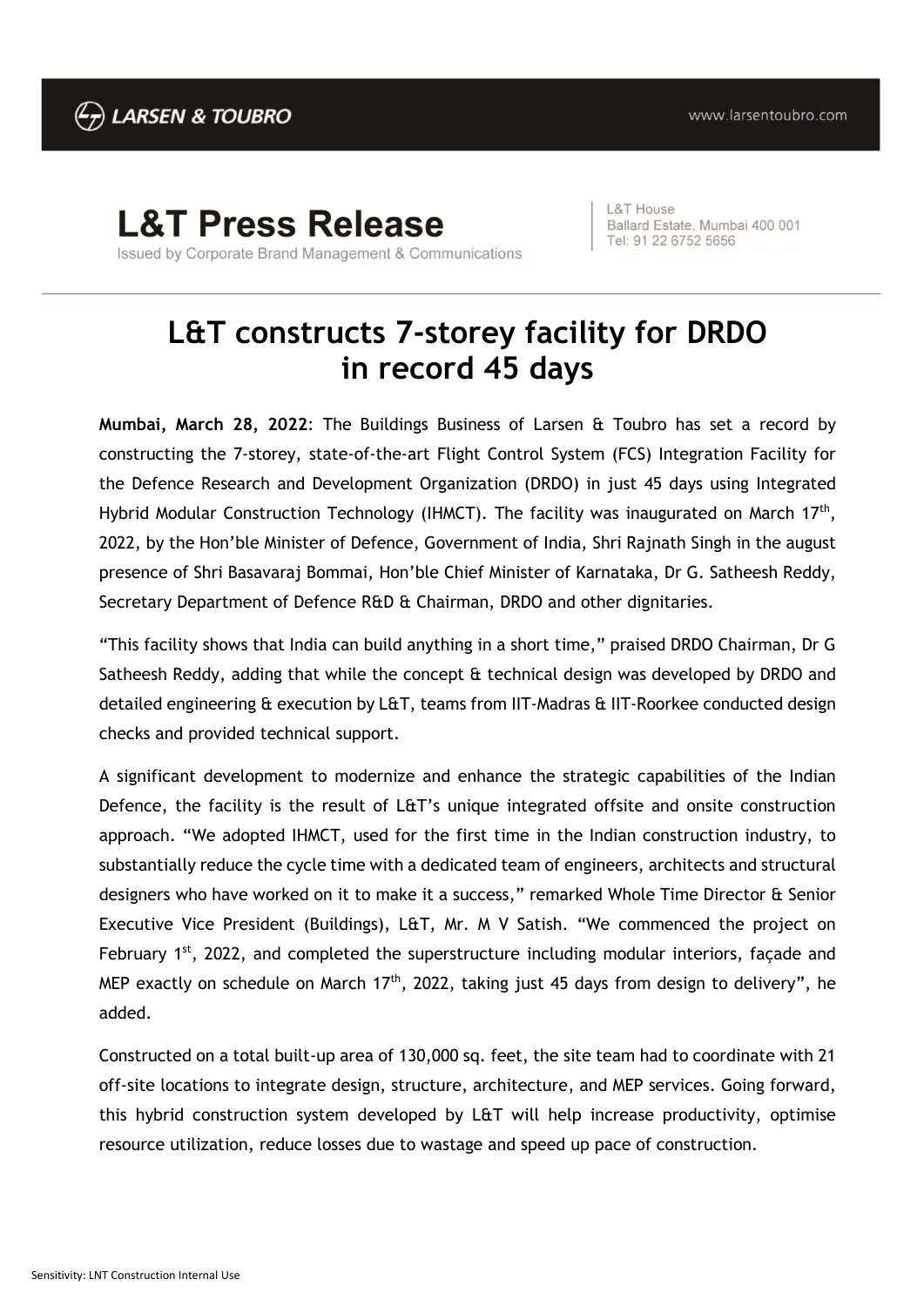LARSEN & TOUBRO

www.larsentoubro.com

**L&T Press Release**

Issued by Corporate Brand Management & Communications

L&T House
Ballard Estate, Mumbai 400 001
Tel: 91 22 6752 5656

# L&T constructs 7-storey facility for DRDO in record 45 days

**Mumbai, March 28, 2022**: The Buildings Business of Larsen & Toubro has set a record by constructing the 7-storey, state-of-the-art Flight Control System (FCS) Integration Facility for the Defence Research and Development Organization (DRDO) in just 45 days using Integrated Hybrid Modular Construction Technology (IHMCT). The facility was inaugurated on March 17th, 2022, by the Hon'ble Minister of Defence, Government of India, Shri Rajnath Singh in the august presence of Shri Basavaraj Bommai, Hon'ble Chief Minister of Karnataka, Dr G. Satheesh Reddy, Secretary Department of Defence R&D & Chairman, DRDO and other dignitaries.

"This facility shows that India can build anything in a short time," praised DRDO Chairman, Dr G Satheesh Reddy, adding that while the concept & technical design was developed by DRDO and detailed engineering & execution by L&T, teams from IIT-Madras & IIT-Roorkee conducted design checks and provided technical support.

A significant development to modernize and enhance the strategic capabilities of the Indian Defence, the facility is the result of L&T's unique integrated offsite and onsite construction approach. "We adopted IHMCT, used for the first time in the Indian construction industry, to substantially reduce the cycle time with a dedicated team of engineers, architects and structural designers who have worked on it to make it a success," remarked Whole Time Director & Senior Executive Vice President (Buildings), L&T, Mr. M V Satish. "We commenced the project on February 1st, 2022, and completed the superstructure including modular interiors, façade and MEP exactly on schedule on March 17th, 2022, taking just 45 days from design to delivery", he added.

Constructed on a total built-up area of 130,000 sq. feet, the site team had to coordinate with 21 off-site locations to integrate design, structure, architecture, and MEP services. Going forward, this hybrid construction system developed by L&T will help increase productivity, optimise resource utilization, reduce losses due to wastage and speed up pace of construction.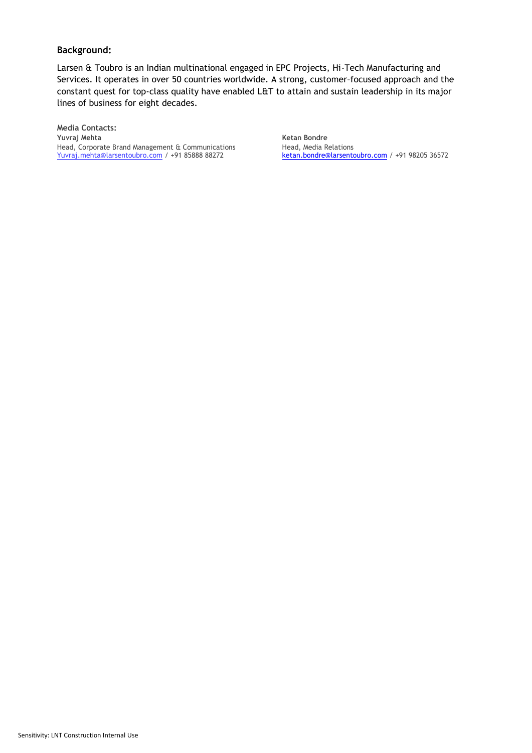### Background:

Larsen & Toubro is an Indian multinational engaged in EPC Projects, Hi-Tech Manufacturing and Services. It operates in over 50 countries worldwide. A strong, customer–focused approach and the constant quest for top-class quality have enabled L&T to attain and sustain leadership in its major lines of business for eight decades.

**Media Contacts:**

**Yuvraj Mehta**
Head, Corporate Brand Management & Communications
Yuvraj.mehta@larsentoubro.com / +91 85888 88272

**Ketan Bondre**
Head, Media Relations
ketan.bondre@larsentoubro.com / +91 98205 36572

Sensitivity: LNT Construction Internal Use